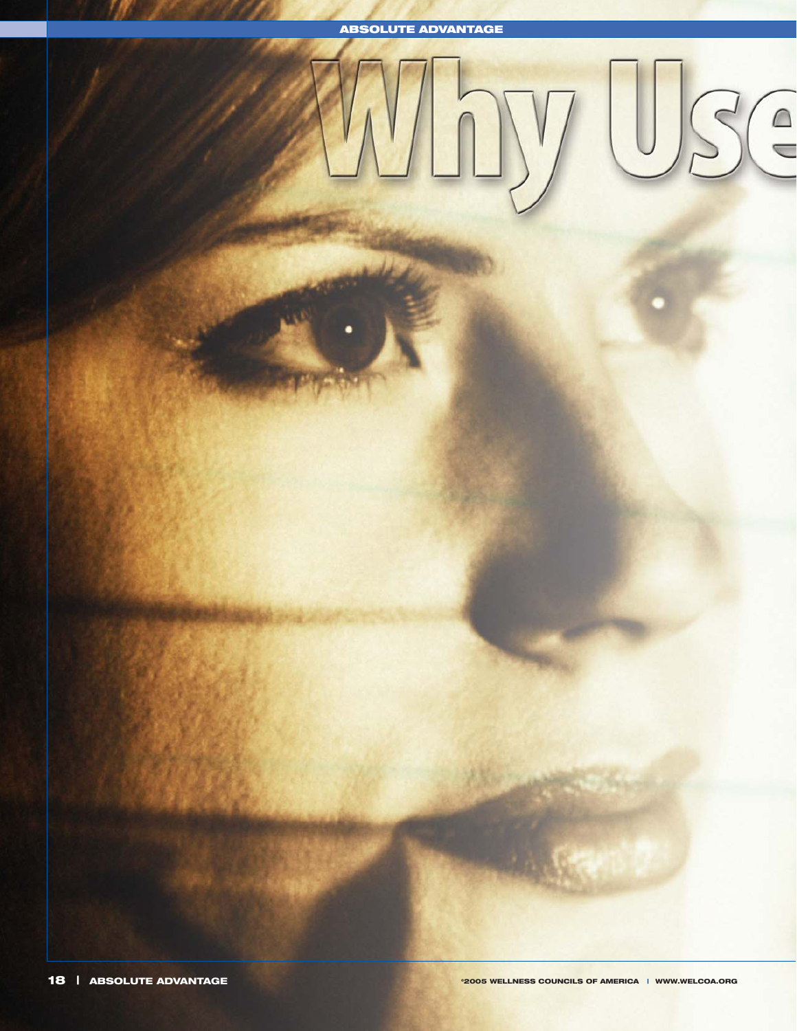# Why Use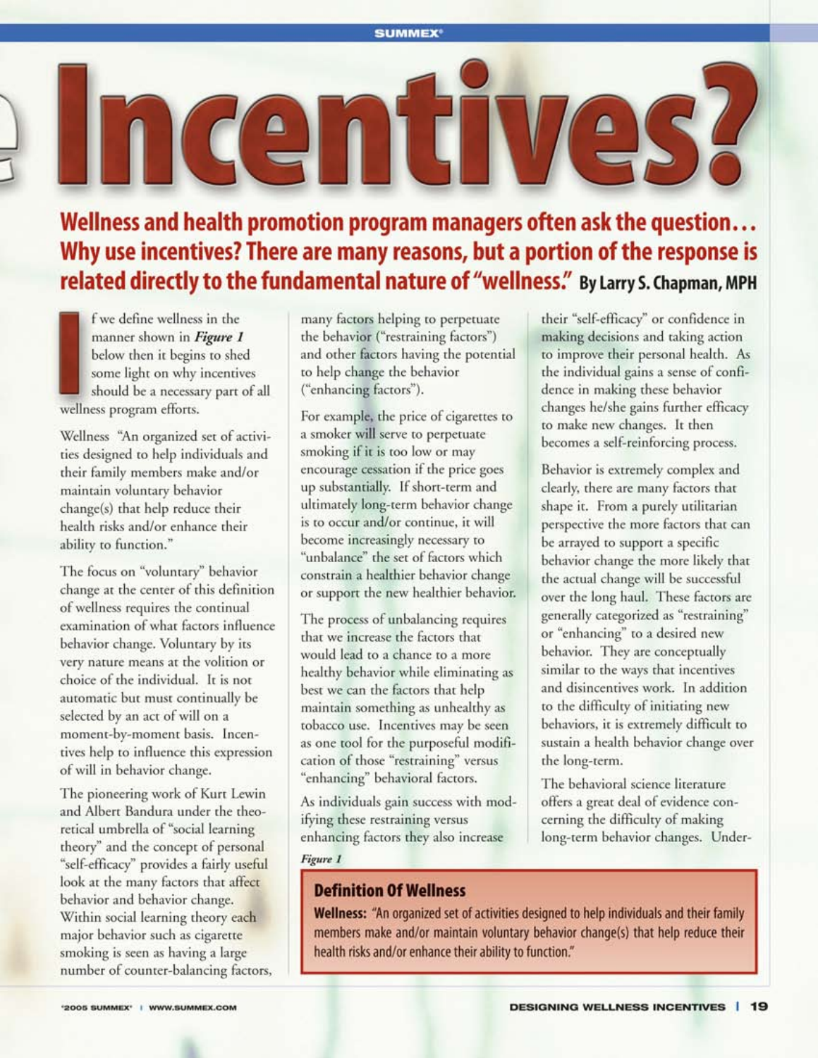# Incentives?

**Wellness and health promotion program managers often ask the question… Why use incentives? There are many reasons, but a portion of the response is related directly to the fundamental nature of "wellness."** By Larry S. Chapman, MPH

If we define wellness in the manner shown in ***Figure 1*** below then it begins to shed some light on why incentives should be a necessary part of all wellness program efforts.

Wellness "An organized set of activities designed to help individuals and their family members make and/or maintain voluntary behavior change(s) that help reduce their health risks and/or enhance their ability to function."

The focus on "voluntary" behavior change at the center of this definition of wellness requires the continual examination of what factors influence behavior change. Voluntary by its very nature means at the volition or choice of the individual. It is not automatic but must continually be selected by an act of will on a moment-by-moment basis. Incentives help to influence this expression of will in behavior change.

The pioneering work of Kurt Lewin and Albert Bandura under the theoretical umbrella of "social learning theory" and the concept of personal "self-efficacy" provides a fairly useful look at the many factors that affect behavior and behavior change. Within social learning theory each major behavior such as cigarette smoking is seen as having a large number of counter-balancing factors, many factors helping to perpetuate the behavior ("restraining factors") and other factors having the potential to help change the behavior ("enhancing factors").

For example, the price of cigarettes to a smoker will serve to perpetuate smoking if it is too low or may encourage cessation if the price goes up substantially. If short-term and ultimately long-term behavior change is to occur and/or continue, it will become increasingly necessary to "unbalance" the set of factors which constrain a healthier behavior change or support the new healthier behavior.

The process of unbalancing requires that we increase the factors that would lead to a chance to a more healthy behavior while eliminating as best we can the factors that help maintain something as unhealthy as tobacco use. Incentives may be seen as one tool for the purposeful modification of those "restraining" versus "enhancing" behavioral factors.

As individuals gain success with modifying these restraining versus enhancing factors they also increase their "self-efficacy" or confidence in making decisions and taking action to improve their personal health. As the individual gains a sense of confidence in making these behavior changes he/she gains further efficacy to make new changes. It then becomes a self-reinforcing process.

Behavior is extremely complex and clearly, there are many factors that shape it. From a purely utilitarian perspective the more factors that can be arrayed to support a specific behavior change the more likely that the actual change will be successful over the long haul. These factors are generally categorized as "restraining" or "enhancing" to a desired new behavior. They are conceptually similar to the ways that incentives and disincentives work. In addition to the difficulty of initiating new behaviors, it is extremely difficult to sustain a health behavior change over the long-term.

The behavioral science literature offers a great deal of evidence concerning the difficulty of making long-term behavior changes. Under-

*Figure 1*

**Definition Of Wellness**

**Wellness:** "An organized set of activities designed to help individuals and their family members make and/or maintain voluntary behavior change(s) that help reduce their health risks and/or enhance their ability to function."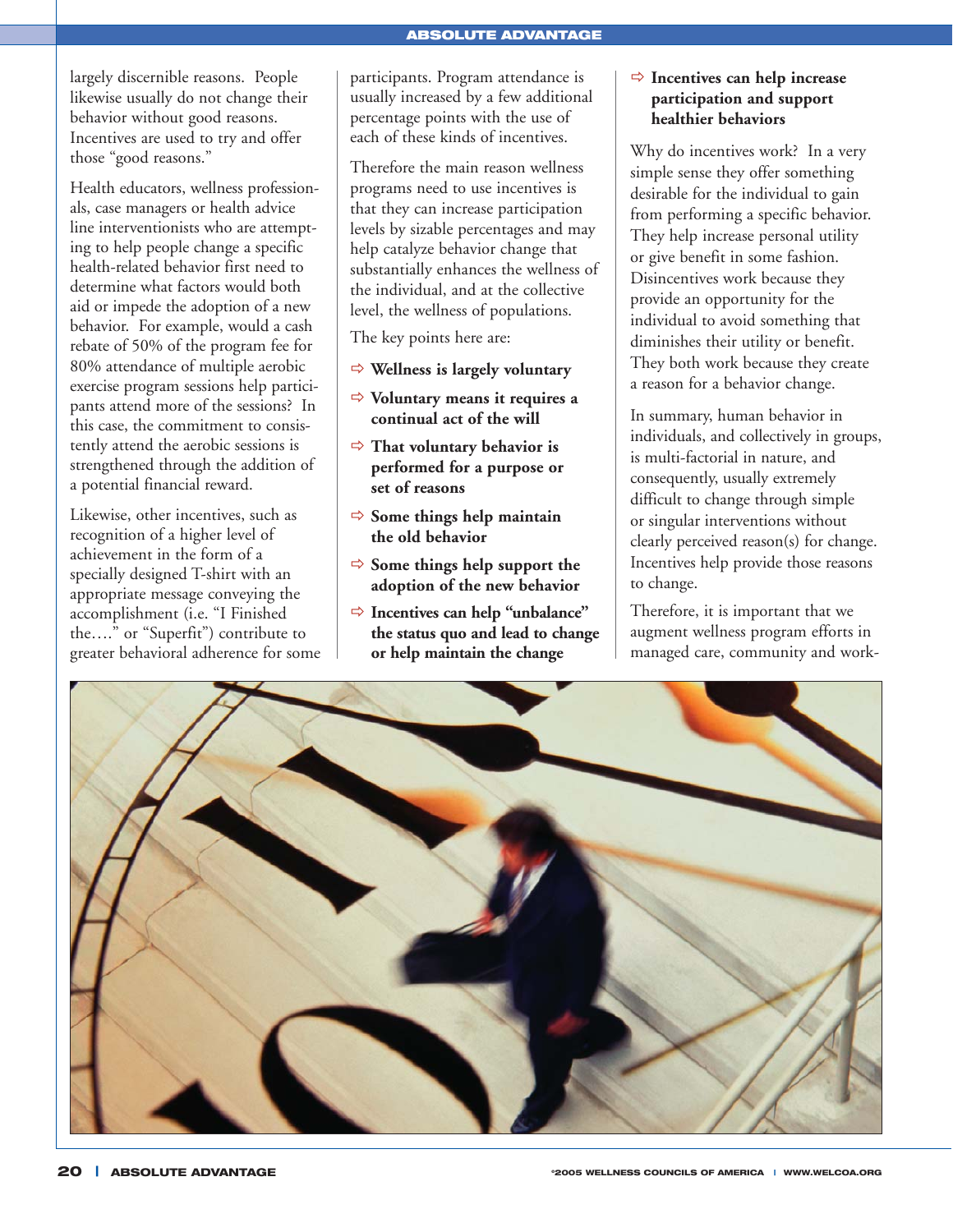largely discernible reasons. People likewise usually do not change their behavior without good reasons. Incentives are used to try and offer those "good reasons."

Health educators, wellness professionals, case managers or health advice line interventionists who are attempting to help people change a specific health-related behavior first need to determine what factors would both aid or impede the adoption of a new behavior. For example, would a cash rebate of 50% of the program fee for 80% attendance of multiple aerobic exercise program sessions help participants attend more of the sessions? In this case, the commitment to consistently attend the aerobic sessions is strengthened through the addition of a potential financial reward.

Likewise, other incentives, such as recognition of a higher level of achievement in the form of a specially designed T-shirt with an appropriate message conveying the accomplishment (i.e. "I Finished the…." or "Superfit") contribute to greater behavioral adherence for some participants. Program attendance is usually increased by a few additional percentage points with the use of each of these kinds of incentives.

Therefore the main reason wellness programs need to use incentives is that they can increase participation levels by sizable percentages and may help catalyze behavior change that substantially enhances the wellness of the individual, and at the collective level, the wellness of populations.

The key points here are:

- **Wellness is largely voluntary**
- **Voluntary means it requires a continual act of the will**
- **That voluntary behavior is performed for a purpose or set of reasons**
- **Some things help maintain the old behavior**
- **Some things help support the adoption of the new behavior**
- **Incentives can help "unbalance" the status quo and lead to change or help maintain the change**
- **Incentives can help increase participation and support healthier behaviors**

Why do incentives work? In a very simple sense they offer something desirable for the individual to gain from performing a specific behavior. They help increase personal utility or give benefit in some fashion. Disincentives work because they provide an opportunity for the individual to avoid something that diminishes their utility or benefit. They both work because they create a reason for a behavior change.

In summary, human behavior in individuals, and collectively in groups, is multi-factorial in nature, and consequently, usually extremely difficult to change through simple or singular interventions without clearly perceived reason(s) for change. Incentives help provide those reasons to change.

Therefore, it is important that we augment wellness program efforts in managed care, community and work-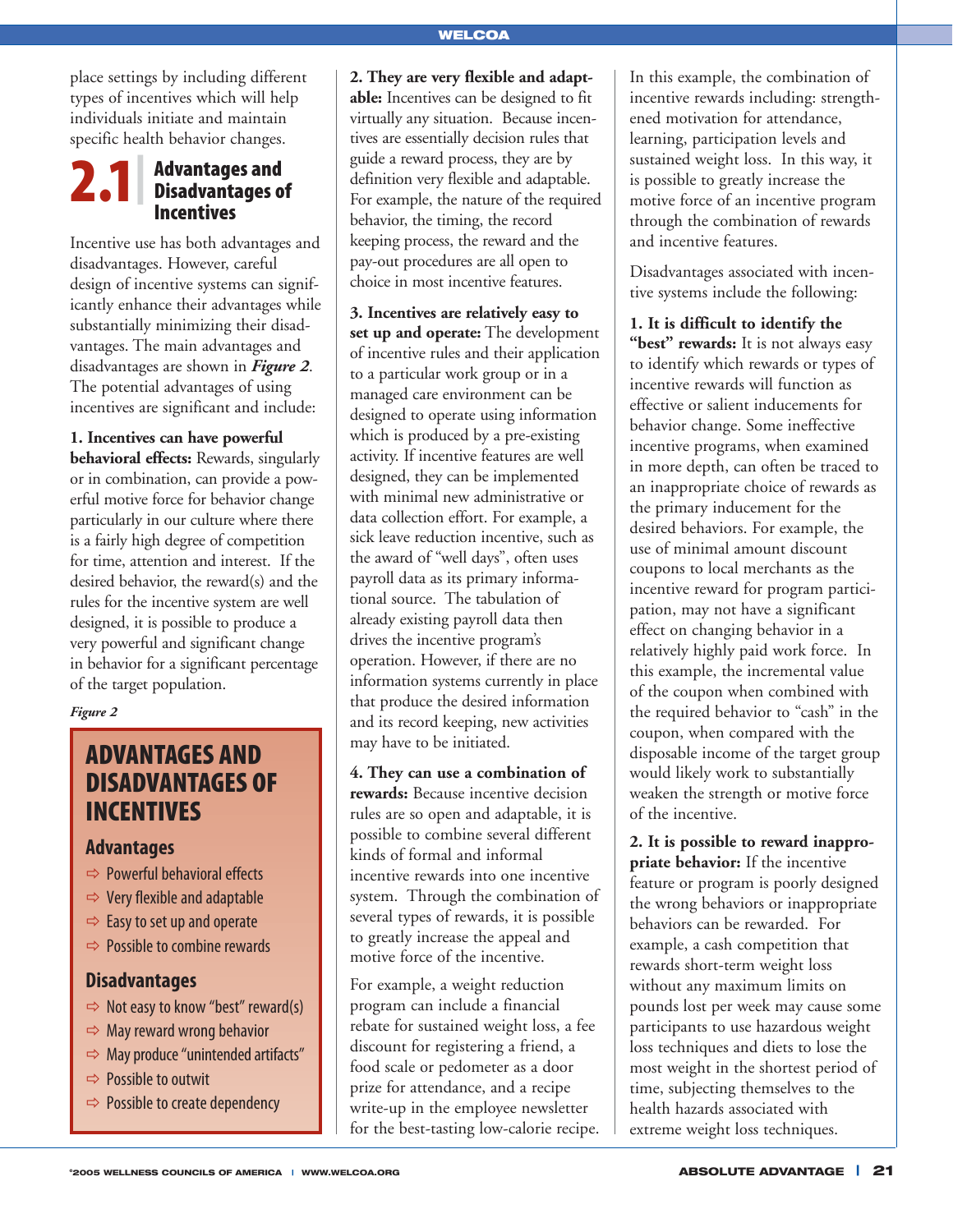place settings by including different types of incentives which will help individuals initiate and maintain specific health behavior changes.

## 2.1 Advantages and Disadvantages of Incentives

Incentive use has both advantages and disadvantages. However, careful design of incentive systems can significantly enhance their advantages while substantially minimizing their disadvantages. The main advantages and disadvantages are shown in ***Figure 2***. The potential advantages of using incentives are significant and include:

**1. Incentives can have powerful behavioral effects:** Rewards, singularly or in combination, can provide a powerful motive force for behavior change particularly in our culture where there is a fairly high degree of competition for time, attention and interest. If the desired behavior, the reward(s) and the rules for the incentive system are well designed, it is possible to produce a very powerful and significant change in behavior for a significant percentage of the target population.

*Figure 2*

**ADVANTAGES AND DISADVANTAGES OF INCENTIVES**

**Advantages**

- Powerful behavioral effects
- Very flexible and adaptable
- Easy to set up and operate
- Possible to combine rewards

**Disadvantages**

- Not easy to know "best" reward(s)
- May reward wrong behavior
- May produce "unintended artifacts"
- Possible to outwit
- Possible to create dependency

**2. They are very flexible and adaptable:** Incentives can be designed to fit virtually any situation. Because incentives are essentially decision rules that guide a reward process, they are by definition very flexible and adaptable. For example, the nature of the required behavior, the timing, the record keeping process, the reward and the pay-out procedures are all open to choice in most incentive features.

**3. Incentives are relatively easy to set up and operate:** The development of incentive rules and their application to a particular work group or in a managed care environment can be designed to operate using information which is produced by a pre-existing activity. If incentive features are well designed, they can be implemented with minimal new administrative or data collection effort. For example, a sick leave reduction incentive, such as the award of "well days", often uses payroll data as its primary informational source. The tabulation of already existing payroll data then drives the incentive program's operation. However, if there are no information systems currently in place that produce the desired information and its record keeping, new activities may have to be initiated.

**4. They can use a combination of rewards:** Because incentive decision rules are so open and adaptable, it is possible to combine several different kinds of formal and informal incentive rewards into one incentive system. Through the combination of several types of rewards, it is possible to greatly increase the appeal and motive force of the incentive.

For example, a weight reduction program can include a financial rebate for sustained weight loss, a fee discount for registering a friend, a food scale or pedometer as a door prize for attendance, and a recipe write-up in the employee newsletter for the best-tasting low-calorie recipe.

In this example, the combination of incentive rewards including: strengthened motivation for attendance, learning, participation levels and sustained weight loss. In this way, it is possible to greatly increase the motive force of an incentive program through the combination of rewards and incentive features.

Disadvantages associated with incentive systems include the following:

**1. It is difficult to identify the "best" rewards:** It is not always easy to identify which rewards or types of incentive rewards will function as effective or salient inducements for behavior change. Some ineffective incentive programs, when examined in more depth, can often be traced to an inappropriate choice of rewards as the primary inducement for the desired behaviors. For example, the use of minimal amount discount coupons to local merchants as the incentive reward for program participation, may not have a significant effect on changing behavior in a relatively highly paid work force. In this example, the incremental value of the coupon when combined with the required behavior to "cash" in the coupon, when compared with the disposable income of the target group would likely work to substantially weaken the strength or motive force of the incentive.

**2. It is possible to reward inappropriate behavior:** If the incentive feature or program is poorly designed the wrong behaviors or inappropriate behaviors can be rewarded. For example, a cash competition that rewards short-term weight loss without any maximum limits on pounds lost per week may cause some participants to use hazardous weight loss techniques and diets to lose the most weight in the shortest period of time, subjecting themselves to the health hazards associated with extreme weight loss techniques.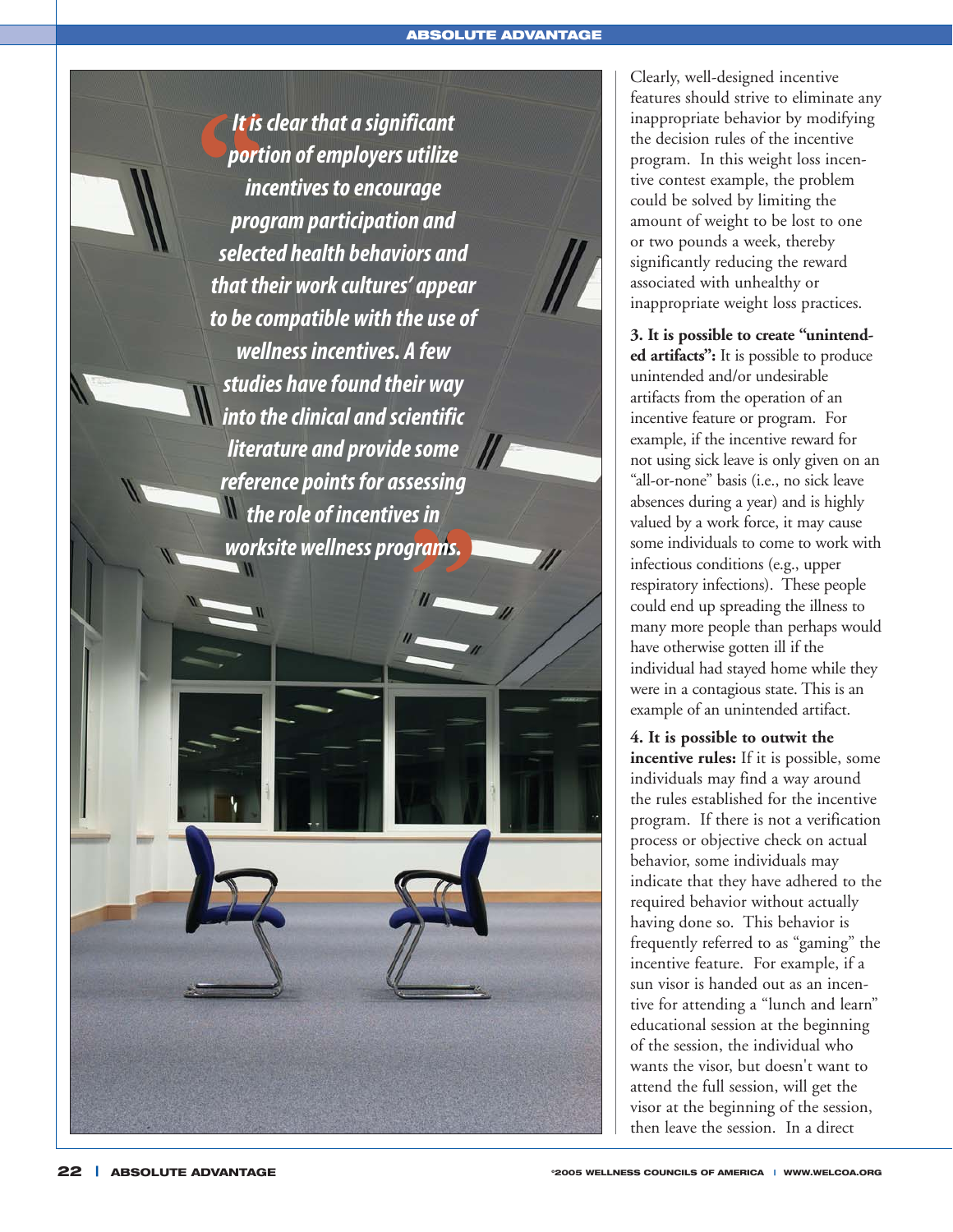> *It is clear that a significant portion of employers utilize incentives to encourage program participation and selected health behaviors and that their work cultures' appear to be compatible with the use of wellness incentives. A few studies have found their way into the clinical and scientific literature and provide some reference points for assessing the role of incentives in worksite wellness programs.*

Clearly, well-designed incentive features should strive to eliminate any inappropriate behavior by modifying the decision rules of the incentive program. In this weight loss incentive contest example, the problem could be solved by limiting the amount of weight to be lost to one or two pounds a week, thereby significantly reducing the reward associated with unhealthy or inappropriate weight loss practices.

**3. It is possible to create "unintended artifacts":** It is possible to produce unintended and/or undesirable artifacts from the operation of an incentive feature or program. For example, if the incentive reward for not using sick leave is only given on an "all-or-none" basis (i.e., no sick leave absences during a year) and is highly valued by a work force, it may cause some individuals to come to work with infectious conditions (e.g., upper respiratory infections). These people could end up spreading the illness to many more people than perhaps would have otherwise gotten ill if the individual had stayed home while they were in a contagious state. This is an example of an unintended artifact.

**4. It is possible to outwit the incentive rules:** If it is possible, some individuals may find a way around the rules established for the incentive program. If there is not a verification process or objective check on actual behavior, some individuals may indicate that they have adhered to the required behavior without actually having done so. This behavior is frequently referred to as "gaming" the incentive feature. For example, if a sun visor is handed out as an incentive for attending a "lunch and learn" educational session at the beginning of the session, the individual who wants the visor, but doesn't want to attend the full session, will get the visor at the beginning of the session, then leave the session. In a direct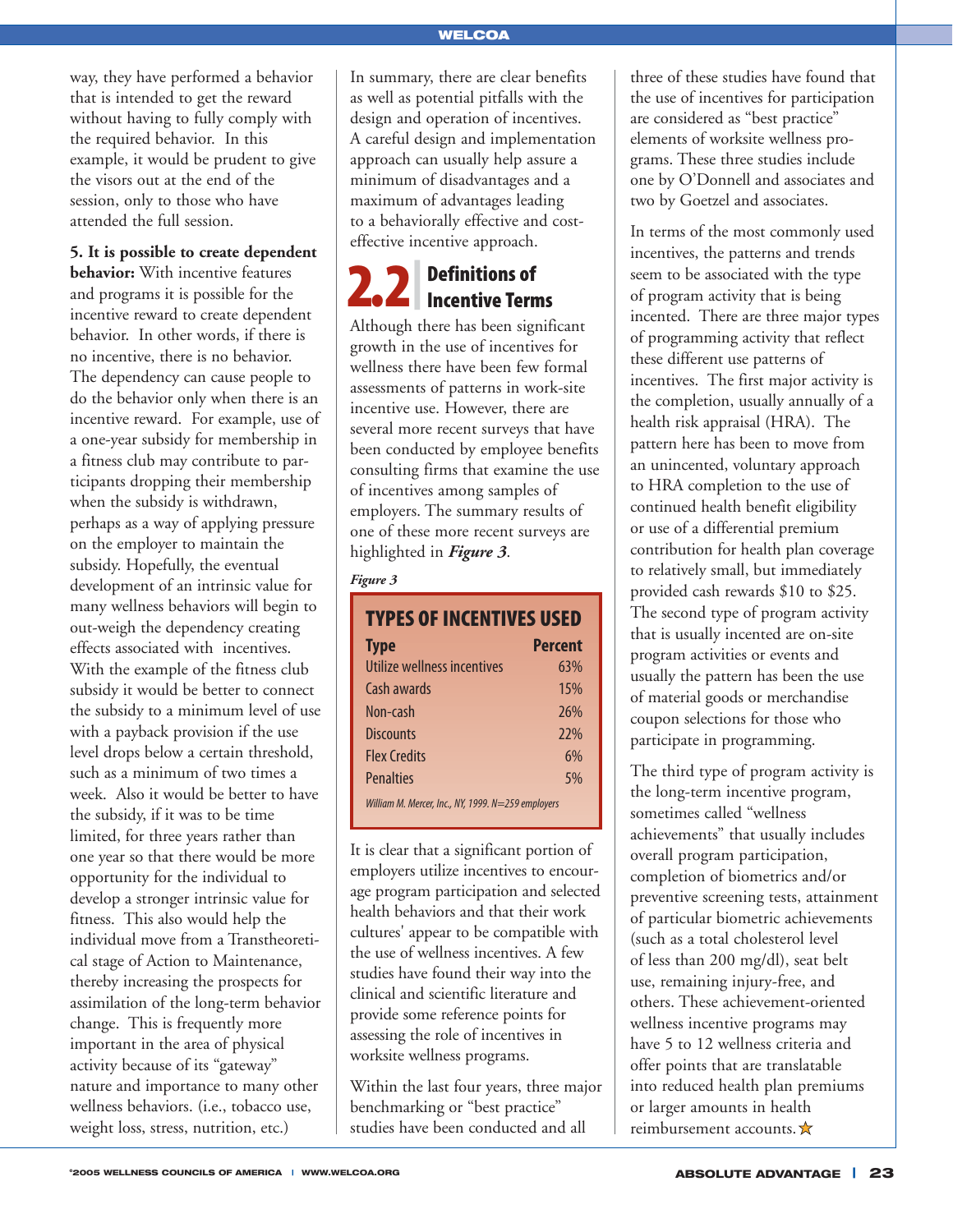way, they have performed a behavior that is intended to get the reward without having to fully comply with the required behavior. In this example, it would be prudent to give the visors out at the end of the session, only to those who have attended the full session.

**5. It is possible to create dependent behavior:** With incentive features and programs it is possible for the incentive reward to create dependent behavior. In other words, if there is no incentive, there is no behavior. The dependency can cause people to do the behavior only when there is an incentive reward. For example, use of a one-year subsidy for membership in a fitness club may contribute to participants dropping their membership when the subsidy is withdrawn, perhaps as a way of applying pressure on the employer to maintain the subsidy. Hopefully, the eventual development of an intrinsic value for many wellness behaviors will begin to out-weigh the dependency creating effects associated with incentives. With the example of the fitness club subsidy it would be better to connect the subsidy to a minimum level of use with a payback provision if the use level drops below a certain threshold, such as a minimum of two times a week. Also it would be better to have the subsidy, if it was to be time limited, for three years rather than one year so that there would be more opportunity for the individual to develop a stronger intrinsic value for fitness. This also would help the individual move from a Transtheoretical stage of Action to Maintenance, thereby increasing the prospects for assimilation of the long-term behavior change. This is frequently more important in the area of physical activity because of its "gateway" nature and importance to nearly other wellness behaviors. (i.e., tobacco use, weight loss, stress, nutrition, etc.)

In summary, there are clear benefits as well as potential pitfalls with the design and operation of incentives. A careful design and implementation approach can usually help assure a minimum of disadvantages and a maximum of advantages leading to a behaviorally effective and cost-effective incentive approach.

## 2.2 Definitions of Incentive Terms

Although there has been significant growth in the use of incentives for wellness there have been few formal assessments of patterns in work-site incentive use. However, there are several more recent surveys that have been conducted by employee benefits consulting firms that examine the use of incentives among samples of employers. The summary results of one of these more recent surveys are highlighted in ***Figure 3***.

***Figure 3***

**TYPES OF INCENTIVES USED**

| Type | Percent |
|---|---|
| Utilize wellness incentives | 63% |
| Cash awards | 15% |
| Non-cash | 26% |
| Discounts | 22% |
| Flex Credits | 6% |
| Penalties | 5% |

*William M. Mercer, Inc., NY, 1999. N=259 employers*

It is clear that a significant portion of employers utilize incentives to encourage program participation and selected health behaviors and that their work cultures' appear to be compatible with the use of wellness incentives. A few studies have found their way into the clinical and scientific literature and provide some reference points for assessing the role of incentives in worksite wellness programs.

Within the last four years, three major benchmarking or "best practice" studies have been conducted and all three of these studies have found that the use of incentives for participation are considered as "best practice" elements of worksite wellness programs. These three studies include one by O'Donnell and associates and two by Goetzel and associates.

In terms of the most commonly used incentives, the patterns and trends seem to be associated with the type of program activity that is being incented. There are three major types of programming activity that reflect these different use patterns of incentives. The first major activity is the completion, usually annually of a health risk appraisal (HRA). The pattern here has been to move from an unincented, voluntary approach to HRA completion to the use of continued health benefit eligibility or use of a differential premium contribution for health plan coverage to relatively small, but immediately provided cash rewards $10 to $25. The second type of program activity that is usually incented are on-site program activities or events and usually the pattern has been the use of material goods or merchandise coupon selections for those who participate in programming.

The third type of program activity is the long-term incentive program, sometimes called "wellness achievements" that usually includes overall program participation, completion of biometrics and/or preventive screening tests, attainment of particular biometric achievements (such as a total cholesterol level of less than 200 mg/dl), seat belt use, remaining injury-free, and others. These achievement-oriented wellness incentive programs may have 5 to 12 wellness criteria and offer points that are translatable into reduced health plan premiums or larger amounts in health reimbursement accounts. ☆